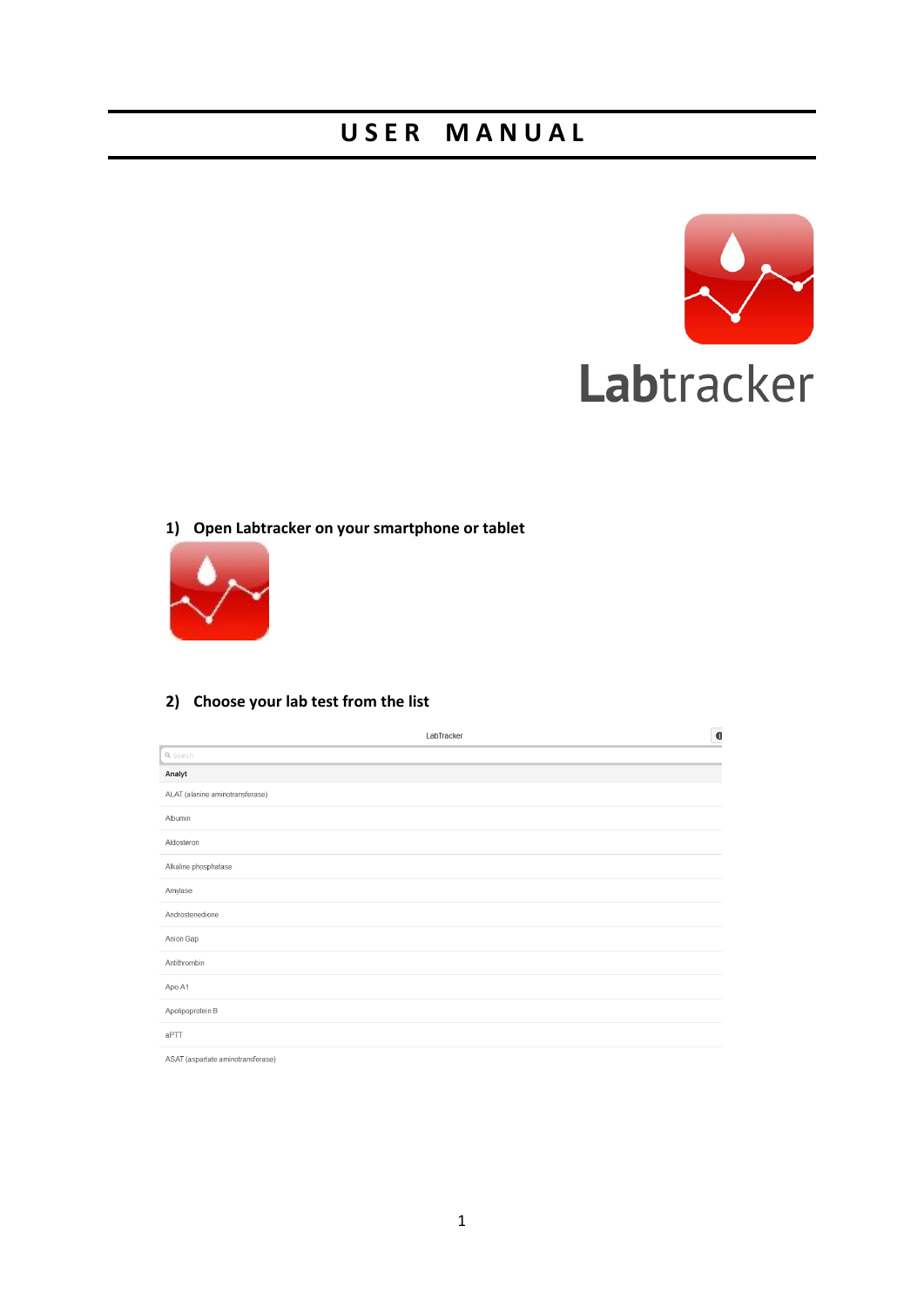# USER MANUAL

Labtracker

## 1) Open Labtracker on your smartphone or tablet

## 2) Choose your lab test from the list

LabTracker

Search

**Analyt**

ALAT (alanine aminotransferase)

Albumin

Aldosteron

Alkaline phosphatase

Amylase

Androstenedione

Anion Gap

Antithrombin

Apo A1

Apolipoprotein B

aPTT

ASAT (aspartate aminotransferase)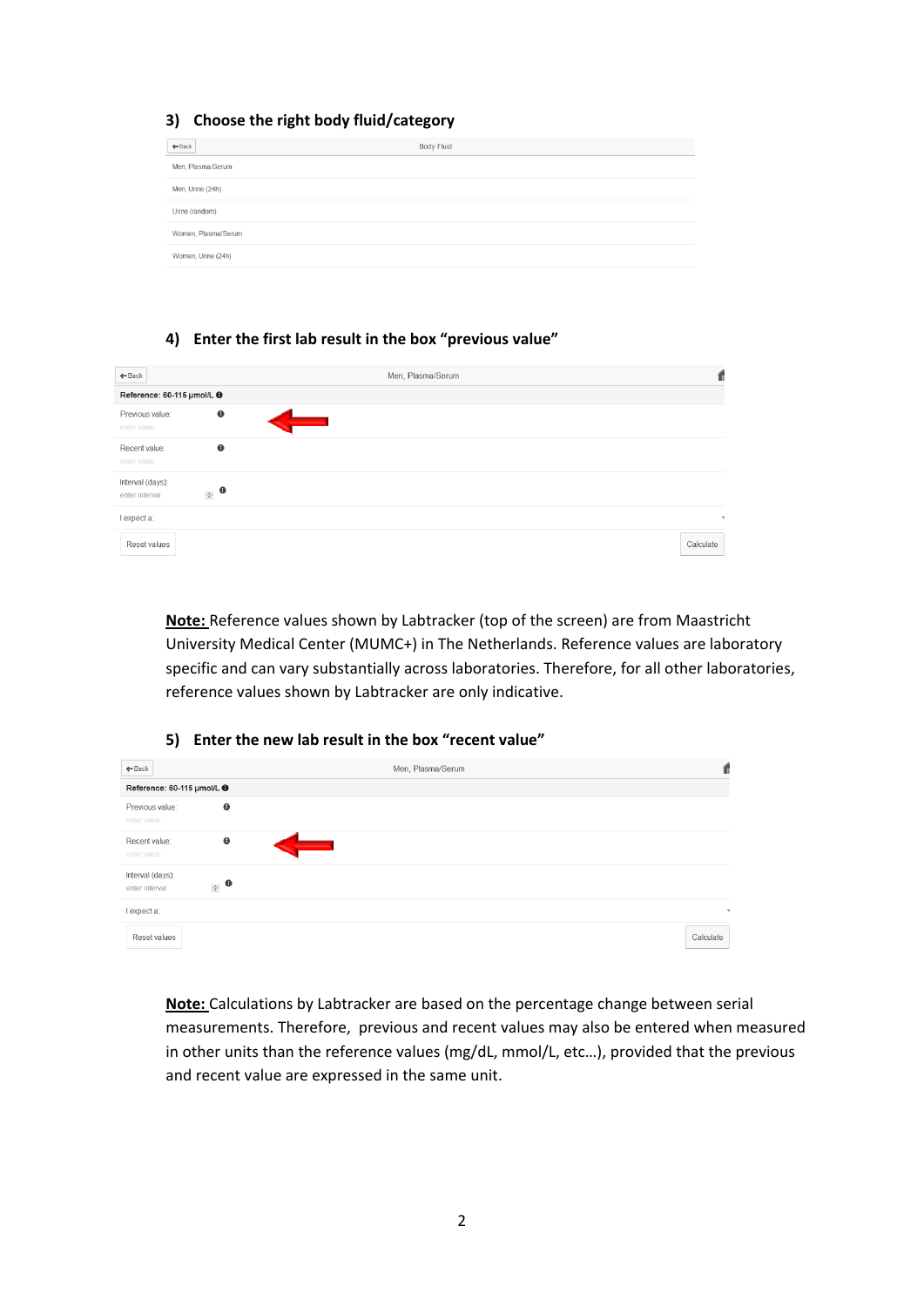### 3) Choose the right body fluid/category

| ←Back | Body Fluid |
|---|---|
| Men, Plasma/Serum | |
| Men, Urine (24h) | |
| Urine (random) | |
| Women, Plasma/Serum | |
| Women, Urine (24h) | |

### 4) Enter the first lab result in the box "previous value"

←Back — Men, Plasma/Serum

Reference: 60-115 µmol/L

Previous value: enter value

Recent value: enter value

Interval (days): enter interval

I expect a:

Reset values — Calculate

**Note:** Reference values shown by Labtracker (top of the screen) are from Maastricht University Medical Center (MUMC+) in The Netherlands. Reference values are laboratory specific and can vary substantially across laboratories. Therefore, for all other laboratories, reference values shown by Labtracker are only indicative.

### 5) Enter the new lab result in the box "recent value"

←Back — Men, Plasma/Serum

Reference: 60-115 µmol/L

Previous value: enter value

Recent value: enter value

Interval (days): enter interval

I expect a:

Reset values — Calculate

**Note:** Calculations by Labtracker are based on the percentage change between serial measurements. Therefore, previous and recent values may also be entered when measured in other units than the reference values (mg/dL, mmol/L, etc…), provided that the previous and recent value are expressed in the same unit.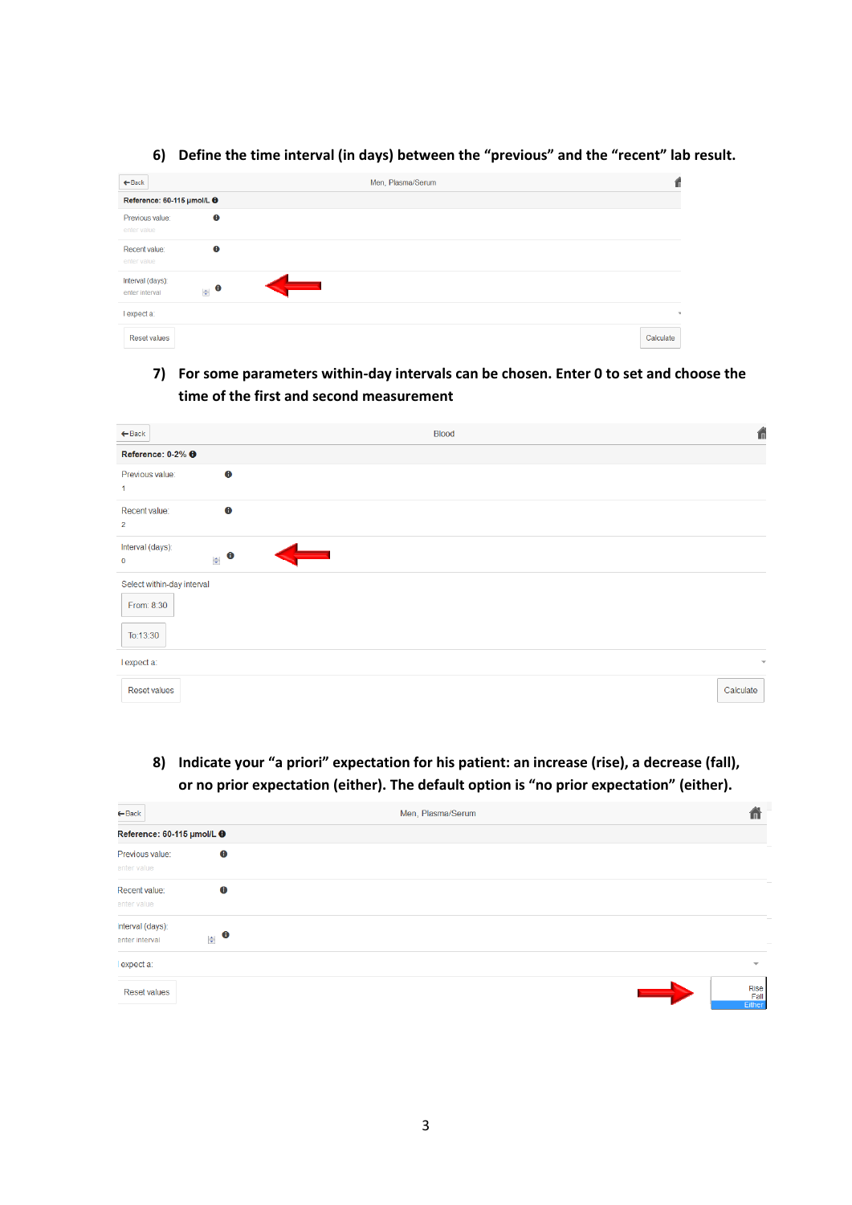6) **Define the time interval (in days) between the "previous" and the "recent" lab result.**

←Back Men, Plasma/Serum

**Reference: 60-115 µmol/L**

Previous value:
enter value

Recent value:
enter value

Interval (days):
enter interval

I expect a:

Reset values Calculate

7) **For some parameters within-day intervals can be chosen. Enter 0 to set and choose the time of the first and second measurement**

←Back Blood

**Reference: 0-2%**

Previous value:
1

Recent value:
2

Interval (days):
0

Select within-day interval

From: 8:30

To:13:30

I expect a:

Reset values Calculate

8) **Indicate your "a priori" expectation for his patient: an increase (rise), a decrease (fall), or no prior expectation (either). The default option is "no prior expectation" (either).**

←Back Men, Plasma/Serum

**Reference: 60-115 µmol/L**

Previous value:
enter value

Recent value:
enter value

Interval (days):
enter interval

I expect a:

Reset values

Rise
Fall
Either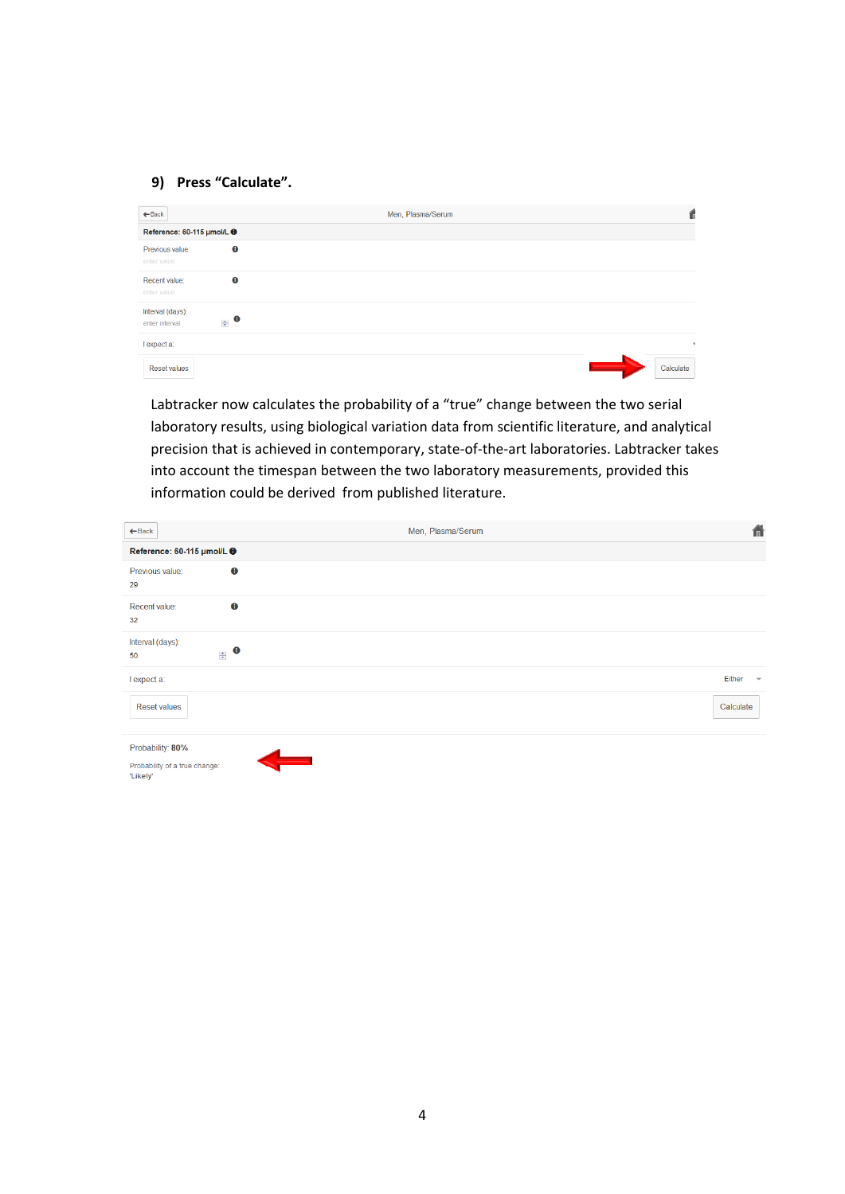9) **Press "Calculate".**

←Back

Men, Plasma/Serum

**Reference: 60-115 µmol/L**

Previous value:
enter value

Recent value:
enter value

Interval (days):
enter interval

I expect a:

Reset values

Calculate

Labtracker now calculates the probability of a "true" change between the two serial laboratory results, using biological variation data from scientific literature, and analytical precision that is achieved in contemporary, state-of-the-art laboratories. Labtracker takes into account the timespan between the two laboratory measurements, provided this information could be derived from published literature.

←Back

Men, Plasma/Serum

**Reference: 60-115 µmol/L**

Previous value:
29

Recent value:
32

Interval (days):
50

I expect a: Either

Reset values

Calculate

Probability: **80%**

Probability of a true change:
'Likely'